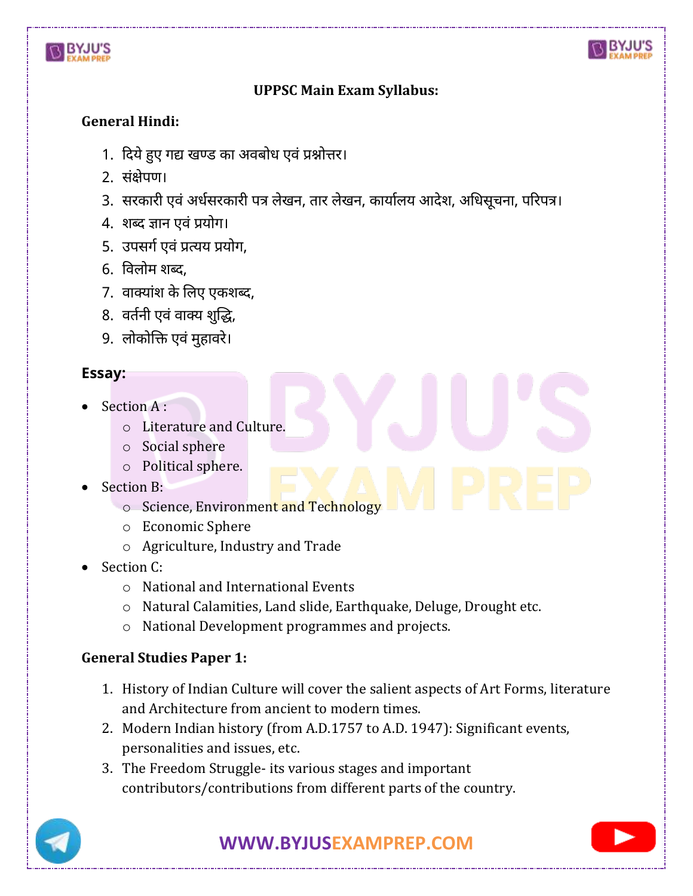# UPPSC Main Exam Syllabus:

**General Hindi:**

1. दिये हुए गद्य खण्ड का अवबोध एवं प्रश्नोत्तर।
2. संक्षेपण।
3. सरकारी एवं अर्धसरकारी पत्र लेखन, तार लेखन, कार्यालय आदेश, अधिसूचना, परिपत्र।
4. शब्द ज्ञान एवं प्रयोग।
5. उपसर्ग एवं प्रत्यय प्रयोग,
6. विलोम शब्द,
7. वाक्यांश के लिए एकशब्द,
8. वर्तनी एवं वाक्य शुद्धि,
9. लोकोक्ति एवं मुहावरे।

**Essay:**

- Section A :
  - Literature and Culture.
  - Social sphere
  - Political sphere.
- Section B:
  - Science, Environment and Technology
  - Economic Sphere
  - Agriculture, Industry and Trade
- Section C:
  - National and International Events
  - Natural Calamities, Land slide, Earthquake, Deluge, Drought etc.
  - National Development programmes and projects.

**General Studies Paper 1:**

1. History of Indian Culture will cover the salient aspects of Art Forms, literature and Architecture from ancient to modern times.
2. Modern Indian history (from A.D.1757 to A.D. 1947): Significant events, personalities and issues, etc.
3. The Freedom Struggle- its various stages and important contributors/contributions from different parts of the country.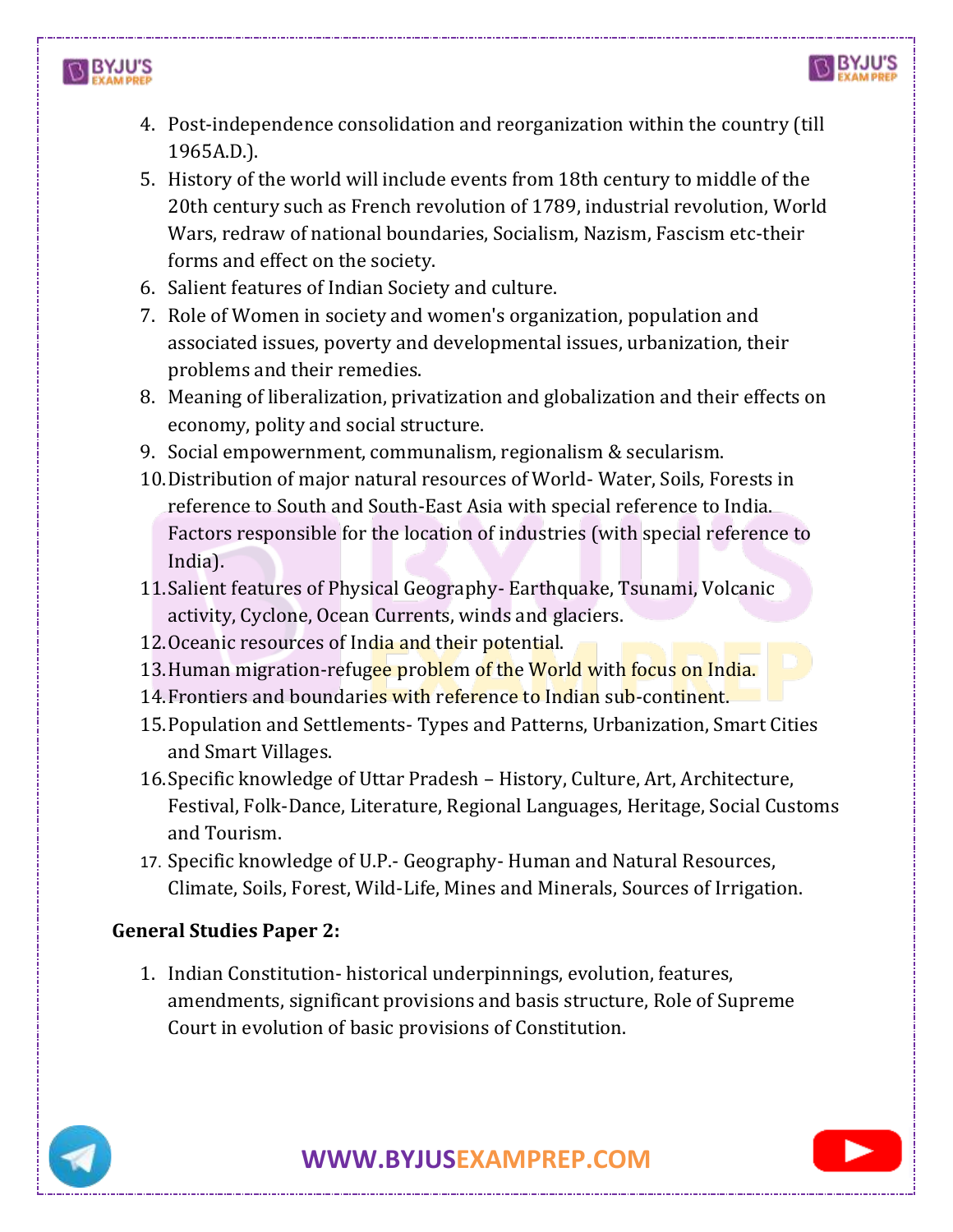4. Post-independence consolidation and reorganization within the country (till 1965A.D.).
5. History of the world will include events from 18th century to middle of the 20th century such as French revolution of 1789, industrial revolution, World Wars, redraw of national boundaries, Socialism, Nazism, Fascism etc-their forms and effect on the society.
6. Salient features of Indian Society and culture.
7. Role of Women in society and women's organization, population and associated issues, poverty and developmental issues, urbanization, their problems and their remedies.
8. Meaning of liberalization, privatization and globalization and their effects on economy, polity and social structure.
9. Social empowernment, communalism, regionalism & secularism.
10. Distribution of major natural resources of World- Water, Soils, Forests in reference to South and South-East Asia with special reference to India. Factors responsible for the location of industries (with special reference to India).
11. Salient features of Physical Geography- Earthquake, Tsunami, Volcanic activity, Cyclone, Ocean Currents, winds and glaciers.
12. Oceanic resources of India and their potential.
13. Human migration-refugee problem of the World with focus on India.
14. Frontiers and boundaries with reference to Indian sub-continent.
15. Population and Settlements- Types and Patterns, Urbanization, Smart Cities and Smart Villages.
16. Specific knowledge of Uttar Pradesh – History, Culture, Art, Architecture, Festival, Folk-Dance, Literature, Regional Languages, Heritage, Social Customs and Tourism.
17. Specific knowledge of U.P.- Geography- Human and Natural Resources, Climate, Soils, Forest, Wild-Life, Mines and Minerals, Sources of Irrigation.

**General Studies Paper 2:**

1. Indian Constitution- historical underpinnings, evolution, features, amendments, significant provisions and basis structure, Role of Supreme Court in evolution of basic provisions of Constitution.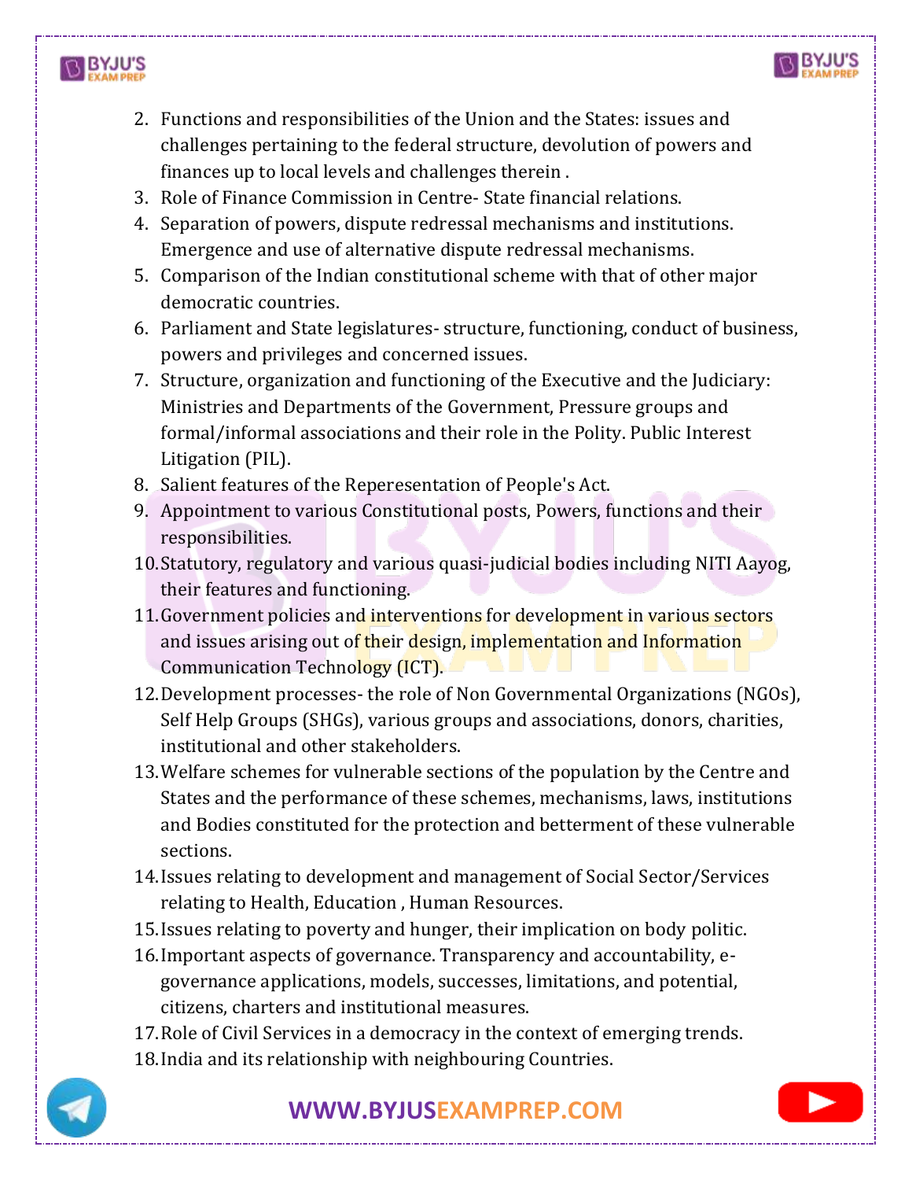2. Functions and responsibilities of the Union and the States: issues and challenges pertaining to the federal structure, devolution of powers and finances up to local levels and challenges therein .
3. Role of Finance Commission in Centre- State financial relations.
4. Separation of powers, dispute redressal mechanisms and institutions. Emergence and use of alternative dispute redressal mechanisms.
5. Comparison of the Indian constitutional scheme with that of other major democratic countries.
6. Parliament and State legislatures- structure, functioning, conduct of business, powers and privileges and concerned issues.
7. Structure, organization and functioning of the Executive and the Judiciary: Ministries and Departments of the Government, Pressure groups and formal/informal associations and their role in the Polity. Public Interest Litigation (PIL).
8. Salient features of the Reperesentation of People's Act.
9. Appointment to various Constitutional posts, Powers, functions and their responsibilities.
10. Statutory, regulatory and various quasi-judicial bodies including NITI Aayog, their features and functioning.
11. Government policies and interventions for development in various sectors and issues arising out of their design, implementation and Information Communication Technology (ICT).
12. Development processes- the role of Non Governmental Organizations (NGOs), Self Help Groups (SHGs), various groups and associations, donors, charities, institutional and other stakeholders.
13. Welfare schemes for vulnerable sections of the population by the Centre and States and the performance of these schemes, mechanisms, laws, institutions and Bodies constituted for the protection and betterment of these vulnerable sections.
14. Issues relating to development and management of Social Sector/Services relating to Health, Education , Human Resources.
15. Issues relating to poverty and hunger, their implication on body politic.
16. Important aspects of governance. Transparency and accountability, e-governance applications, models, successes, limitations, and potential, citizens, charters and institutional measures.
17. Role of Civil Services in a democracy in the context of emerging trends.
18. India and its relationship with neighbouring Countries.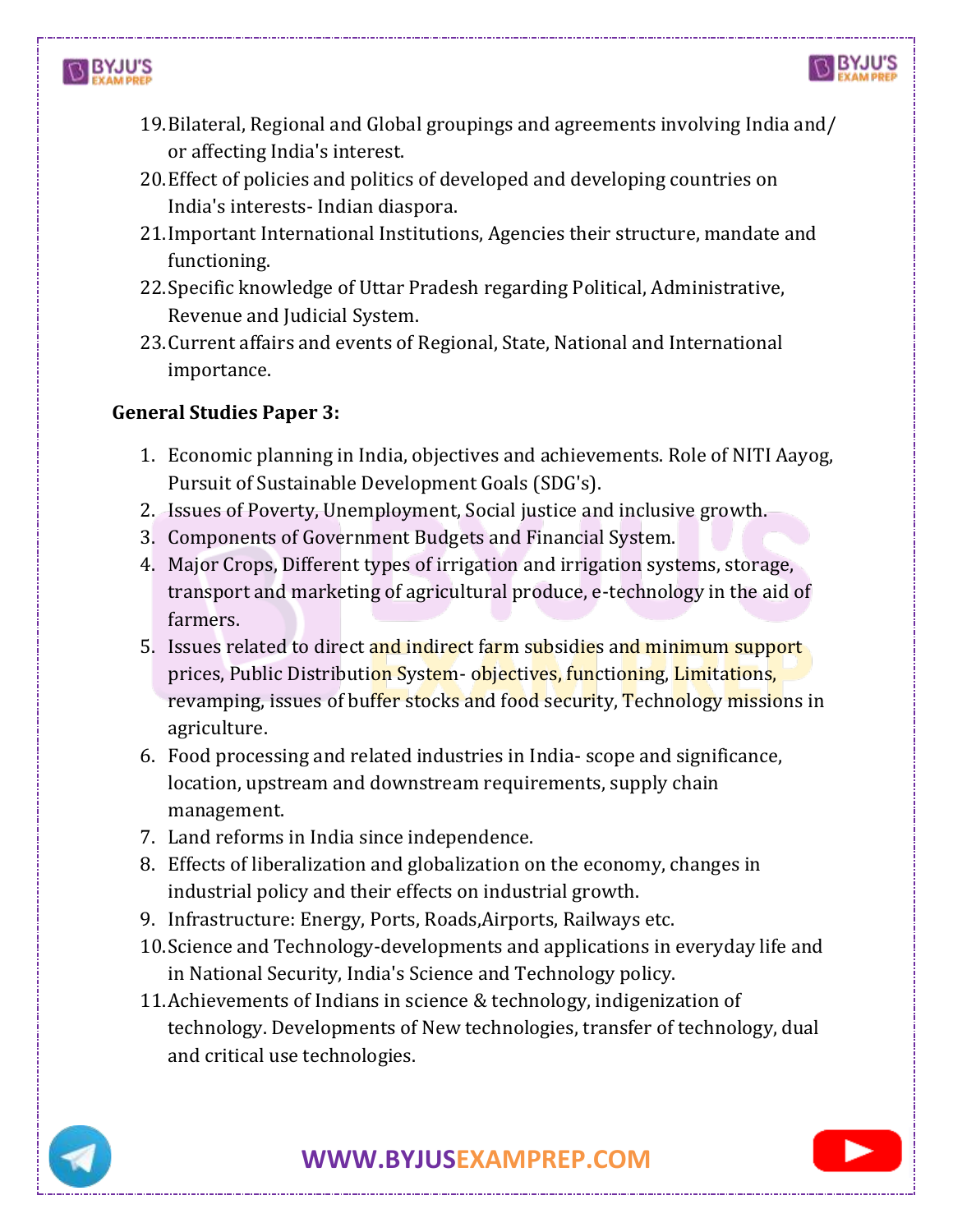19. Bilateral, Regional and Global groupings and agreements involving India and/ or affecting India's interest.
20. Effect of policies and politics of developed and developing countries on India's interests- Indian diaspora.
21. Important International Institutions, Agencies their structure, mandate and functioning.
22. Specific knowledge of Uttar Pradesh regarding Political, Administrative, Revenue and Judicial System.
23. Current affairs and events of Regional, State, National and International importance.

**General Studies Paper 3:**

1. Economic planning in India, objectives and achievements. Role of NITI Aayog, Pursuit of Sustainable Development Goals (SDG's).
2. Issues of Poverty, Unemployment, Social justice and inclusive growth.
3. Components of Government Budgets and Financial System.
4. Major Crops, Different types of irrigation and irrigation systems, storage, transport and marketing of agricultural produce, e-technology in the aid of farmers.
5. Issues related to direct and indirect farm subsidies and minimum support prices, Public Distribution System- objectives, functioning, Limitations, revamping, issues of buffer stocks and food security, Technology missions in agriculture.
6. Food processing and related industries in India- scope and significance, location, upstream and downstream requirements, supply chain management.
7. Land reforms in India since independence.
8. Effects of liberalization and globalization on the economy, changes in industrial policy and their effects on industrial growth.
9. Infrastructure: Energy, Ports, Roads,Airports, Railways etc.
10. Science and Technology-developments and applications in everyday life and in National Security, India's Science and Technology policy.
11. Achievements of Indians in science & technology, indigenization of technology. Developments of New technologies, transfer of technology, dual and critical use technologies.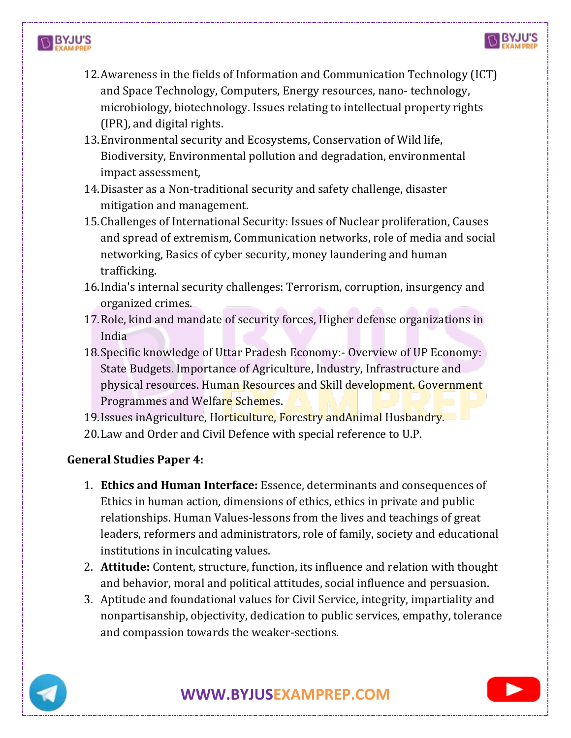12. Awareness in the fields of Information and Communication Technology (ICT) and Space Technology, Computers, Energy resources, nano- technology, microbiology, biotechnology. Issues relating to intellectual property rights (IPR), and digital rights.
13. Environmental security and Ecosystems, Conservation of Wild life, Biodiversity, Environmental pollution and degradation, environmental impact assessment,
14. Disaster as a Non-traditional security and safety challenge, disaster mitigation and management.
15. Challenges of International Security: Issues of Nuclear proliferation, Causes and spread of extremism, Communication networks, role of media and social networking, Basics of cyber security, money laundering and human trafficking.
16. India's internal security challenges: Terrorism, corruption, insurgency and organized crimes.
17. Role, kind and mandate of security forces, Higher defense organizations in India
18. Specific knowledge of Uttar Pradesh Economy:- Overview of UP Economy: State Budgets. Importance of Agriculture, Industry, Infrastructure and physical resources. Human Resources and Skill development. Government Programmes and Welfare Schemes.
19. Issues inAgriculture, Horticulture, Forestry andAnimal Husbandry.
20. Law and Order and Civil Defence with special reference to U.P.

**General Studies Paper 4:**

1. **Ethics and Human Interface:** Essence, determinants and consequences of Ethics in human action, dimensions of ethics, ethics in private and public relationships. Human Values-lessons from the lives and teachings of great leaders, reformers and administrators, role of family, society and educational institutions in inculcating values.
2. **Attitude:** Content, structure, function, its influence and relation with thought and behavior, moral and political attitudes, social influence and persuasion.
3. Aptitude and foundational values for Civil Service, integrity, impartiality and nonpartisanship, objectivity, dedication to public services, empathy, tolerance and compassion towards the weaker-sections.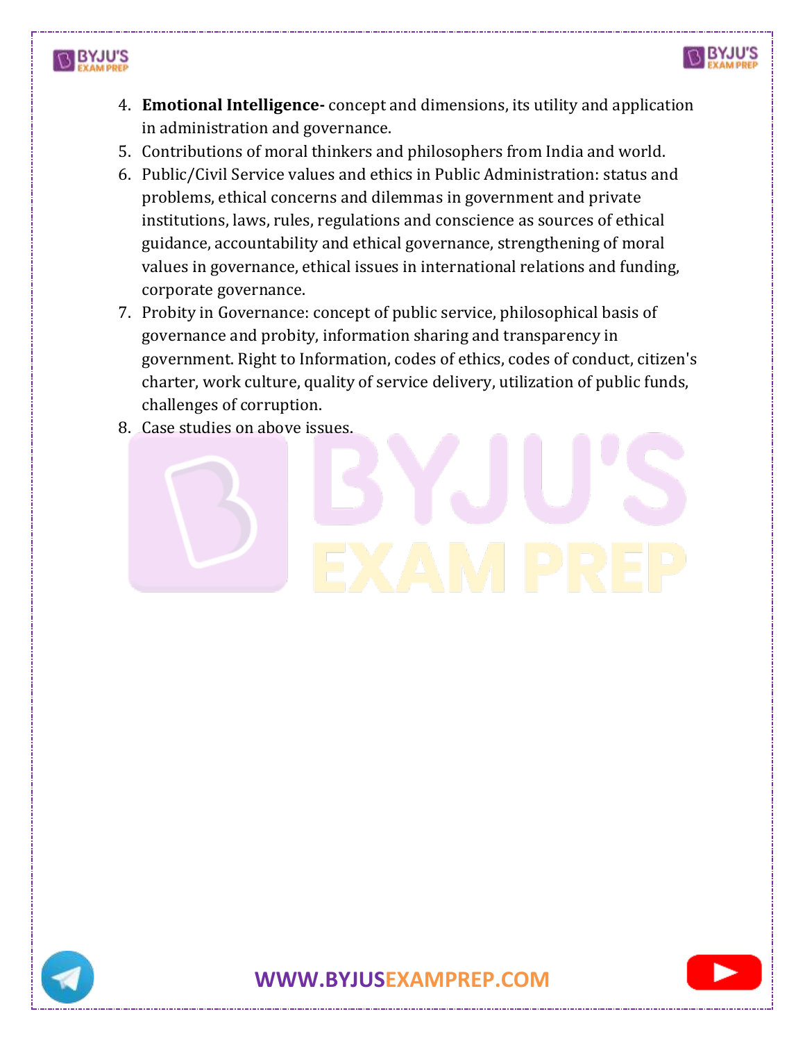4. **Emotional Intelligence-** concept and dimensions, its utility and application in administration and governance.
5. Contributions of moral thinkers and philosophers from India and world.
6. Public/Civil Service values and ethics in Public Administration: status and problems, ethical concerns and dilemmas in government and private institutions, laws, rules, regulations and conscience as sources of ethical guidance, accountability and ethical governance, strengthening of moral values in governance, ethical issues in international relations and funding, corporate governance.
7. Probity in Governance: concept of public service, philosophical basis of governance and probity, information sharing and transparency in government. Right to Information, codes of ethics, codes of conduct, citizen's charter, work culture, quality of service delivery, utilization of public funds, challenges of corruption.
8. Case studies on above issues.